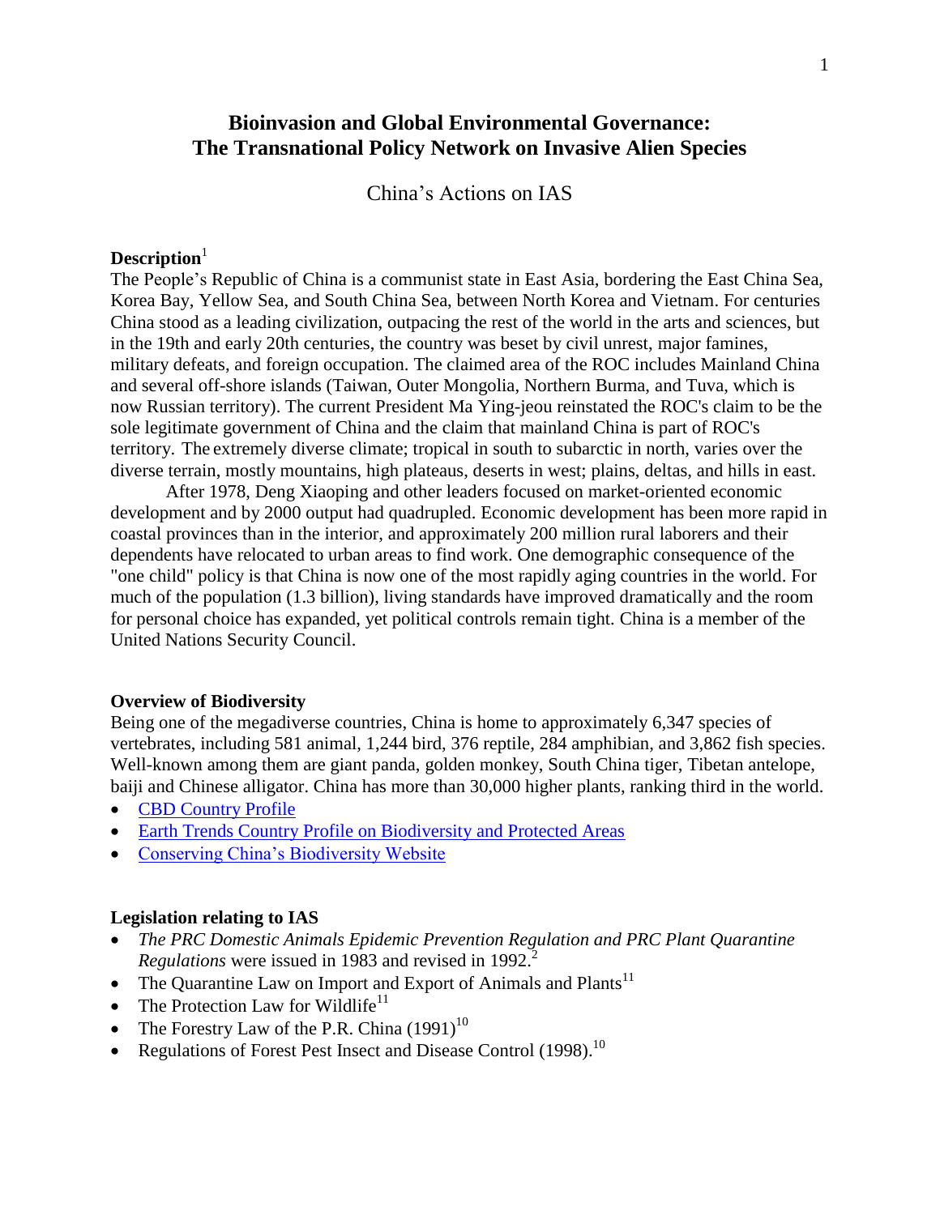# Bioinvasion and Global Environmental Governance: The Transnational Policy Network on Invasive Alien Species

## China's Actions on IAS

### Description[1]

The People's Republic of China is a communist state in East Asia, bordering the East China Sea, Korea Bay, Yellow Sea, and South China Sea, between North Korea and Vietnam. For centuries China stood as a leading civilization, outpacing the rest of the world in the arts and sciences, but in the 19th and early 20th centuries, the country was beset by civil unrest, major famines, military defeats, and foreign occupation. The claimed area of the ROC includes Mainland China and several off-shore islands (Taiwan, Outer Mongolia, Northern Burma, and Tuva, which is now Russian territory). The current President Ma Ying-jeou reinstated the ROC's claim to be the sole legitimate government of China and the claim that mainland China is part of ROC's territory. The extremely diverse climate; tropical in south to subarctic in north, varies over the diverse terrain, mostly mountains, high plateaus, deserts in west; plains, deltas, and hills in east.

After 1978, Deng Xiaoping and other leaders focused on market-oriented economic development and by 2000 output had quadrupled. Economic development has been more rapid in coastal provinces than in the interior, and approximately 200 million rural laborers and their dependents have relocated to urban areas to find work. One demographic consequence of the "one child" policy is that China is now one of the most rapidly aging countries in the world. For much of the population (1.3 billion), living standards have improved dramatically and the room for personal choice has expanded, yet political controls remain tight. China is a member of the United Nations Security Council.

### Overview of Biodiversity

Being one of the megadiverse countries, China is home to approximately 6,347 species of vertebrates, including 581 animal, 1,244 bird, 376 reptile, 284 amphibian, and 3,862 fish species. Well-known among them are giant panda, golden monkey, South China tiger, Tibetan antelope, baiji and Chinese alligator. China has more than 30,000 higher plants, ranking third in the world.

- CBD Country Profile
- Earth Trends Country Profile on Biodiversity and Protected Areas
- Conserving China's Biodiversity Website

### Legislation relating to IAS

- *The PRC Domestic Animals Epidemic Prevention Regulation and PRC Plant Quarantine Regulations* were issued in 1983 and revised in 1992.[2]
- The Quarantine Law on Import and Export of Animals and Plants[11]
- The Protection Law for Wildlife[11]
- The Forestry Law of the P.R. China (1991)[10]
- Regulations of Forest Pest Insect and Disease Control (1998).[10]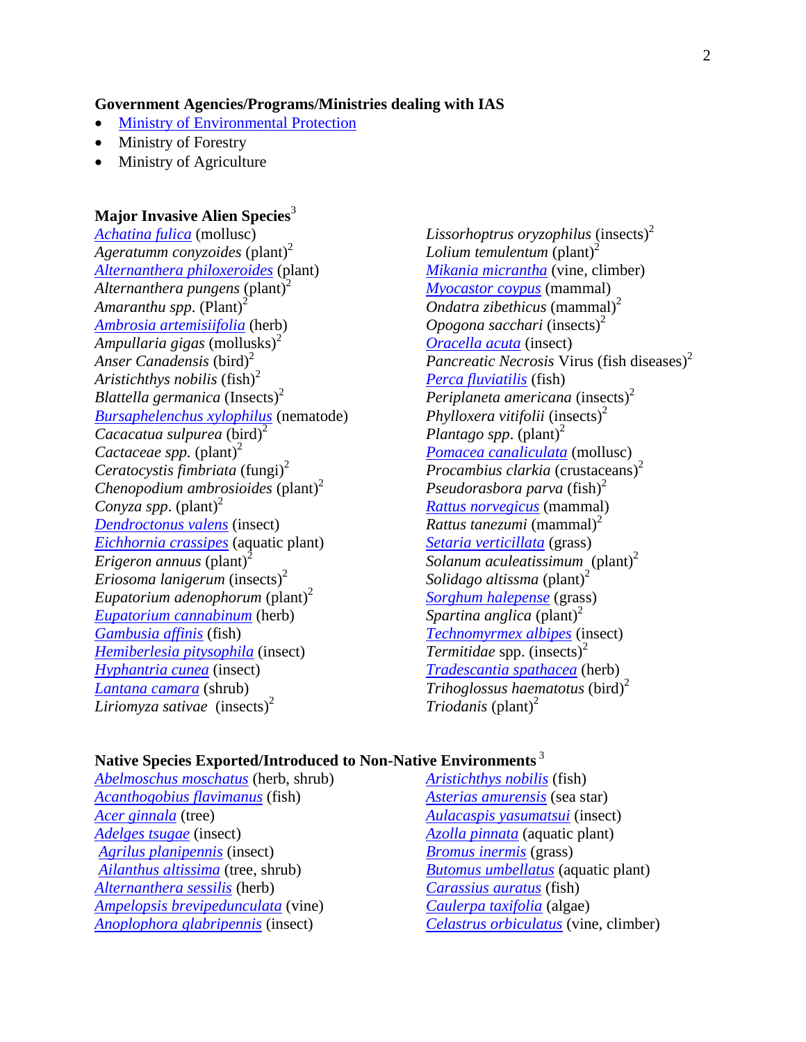**Government Agencies/Programs/Ministries dealing with IAS**

- Ministry of Environmental Protection
- Ministry of Forestry
- Ministry of Agriculture

**Major Invasive Alien Species**[3]

*Achatina fulica* (mollusc)
*Ageratumm conyzoides* (plant)[2]
*Alternanthera philoxeroides* (plant)
*Alternanthera pungens* (plant)[2]
*Amaranthu spp.* (Plant)[2]
*Ambrosia artemisiifolia* (herb)
*Ampullaria gigas* (mollusks)[2]
*Anser Canadensis* (bird)[2]
*Aristichthys nobilis* (fish)[2]
*Blattella germanica* (Insects)[2]
*Bursaphelenchus xylophilus* (nematode)
*Cacacatua sulpurea* (bird)[2]
*Cactaceae spp.* (plant)[2]
*Ceratocystis fimbriata* (fungi)[2]
*Chenopodium ambrosioides* (plant)[2]
*Conyza spp*. (plant)[2]
*Dendroctonus valens* (insect)
*Eichhornia crassipes* (aquatic plant)
*Erigeron annuus* (plant)[2]
*Eriosoma lanigerum* (insects)[2]
*Eupatorium adenophorum* (plant)[2]
*Eupatorium cannabinum* (herb)
*Gambusia affinis* (fish)
*Hemiberlesia pitysophila* (insect)
*Hyphantria cunea* (insect)
*Lantana camara* (shrub)
*Liriomyza sativae* (insects)[2]
*Lissorhoptrus oryzophilus* (insects)[2]
*Lolium temulentum* (plant)[2]
*Mikania micrantha* (vine, climber)
*Myocastor coypus* (mammal)
*Ondatra zibethicus* (mammal)[2]
*Opogona sacchari* (insects)[2]
*Oracella acuta* (insect)
*Pancreatic Necrosis* Virus (fish diseases)[2]
*Perca fluviatilis* (fish)
*Periplaneta americana* (insects)[2]
*Phylloxera vitifolii* (insects)[2]
*Plantago spp*. (plant)[2]
*Pomacea canaliculata* (mollusc)
*Procambius clarkia* (crustaceans)[2]
*Pseudorasbora parva* (fish)[2]
*Rattus norvegicus* (mammal)
*Rattus tanezumi* (mammal)[2]
*Setaria verticillata* (grass)
*Solanum aculeatissimum* (plant)[2]
*Solidago altissma* (plant)[2]
*Sorghum halepense* (grass)
*Spartina anglica* (plant)[2]
*Technomyrmex albipes* (insect)
*Termitidae* spp. (insects)[2]
*Tradescantia spathacea* (herb)
*Trihoglossus haematotus* (bird)[2]
*Triodanis* (plant)[2]

**Native Species Exported/Introduced to Non-Native Environments**[3]

*Abelmoschus moschatus* (herb, shrub)
*Acanthogobius flavimanus* (fish)
*Acer ginnala* (tree)
*Adelges tsugae* (insect)
*Agrilus planipennis* (insect)
*Ailanthus altissima* (tree, shrub)
*Alternanthera sessilis* (herb)
*Ampelopsis brevipedunculata* (vine)
*Anoplophora glabripennis* (insect)
*Aristichthys nobilis* (fish)
*Asterias amurensis* (sea star)
*Aulacaspis yasumatsui* (insect)
*Azolla pinnata* (aquatic plant)
*Bromus inermis* (grass)
*Butomus umbellatus* (aquatic plant)
*Carassius auratus* (fish)
*Caulerpa taxifolia* (algae)
*Celastrus orbiculatus* (vine, climber)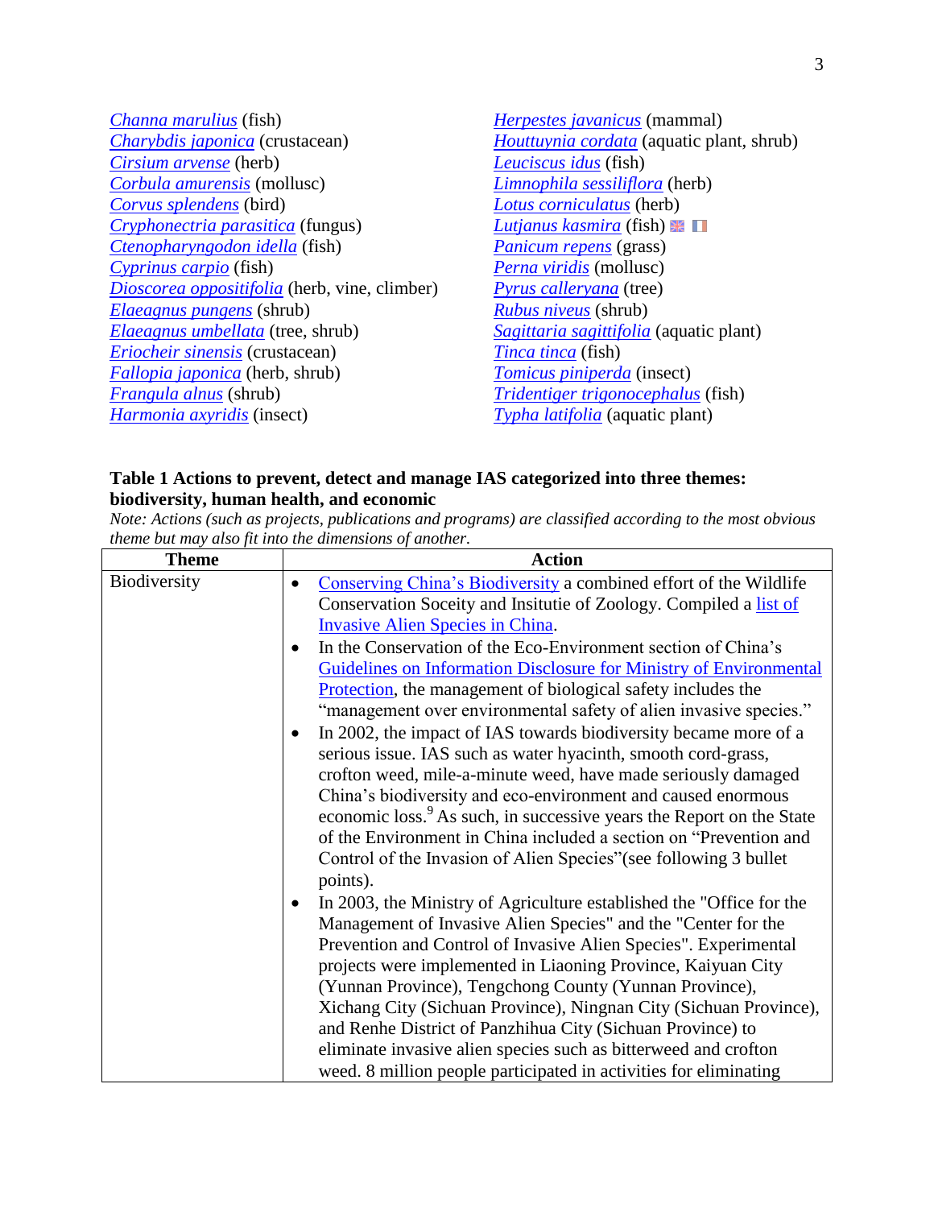*Channa marulius* (fish)
*Charybdis japonica* (crustacean)
*Cirsium arvense* (herb)
*Corbula amurensis* (mollusc)
*Corvus splendens* (bird)
*Cryphonectria parasitica* (fungus)
*Ctenopharyngodon idella* (fish)
*Cyprinus carpio* (fish)
*Dioscorea oppositifolia* (herb, vine, climber)
*Elaeagnus pungens* (shrub)
*Elaeagnus umbellata* (tree, shrub)
*Eriocheir sinensis* (crustacean)
*Fallopia japonica* (herb, shrub)
*Frangula alnus* (shrub)
*Harmonia axyridis* (insect)
*Herpestes javanicus* (mammal)
*Houttuynia cordata* (aquatic plant, shrub)
*Leuciscus idus* (fish)
*Limnophila sessiliflora* (herb)
*Lotus corniculatus* (herb)
*Lutjanus kasmira* (fish)
*Panicum repens* (grass)
*Perna viridis* (mollusc)
*Pyrus calleryana* (tree)
*Rubus niveus* (shrub)
*Sagittaria sagittifolia* (aquatic plant)
*Tinca tinca* (fish)
*Tomicus piniperda* (insect)
*Tridentiger trigonocephalus* (fish)
*Typha latifolia* (aquatic plant)

**Table 1 Actions to prevent, detect and manage IAS categorized into three themes: biodiversity, human health, and economic**

*Note: Actions (such as projects, publications and programs) are classified according to the most obvious theme but may also fit into the dimensions of another.*

| Theme | Action |
|---|---|
| Biodiversity | • Conserving China's Biodiversity a combined effort of the Wildlife Conservation Soceity and Insitutie of Zoology. Compiled a list of Invasive Alien Species in China.<br>• In the Conservation of the Eco-Environment section of China's Guidelines on Information Disclosure for Ministry of Environmental Protection, the management of biological safety includes the "management over environmental safety of alien invasive species."<br>• In 2002, the impact of IAS towards biodiversity became more of a serious issue. IAS such as water hyacinth, smooth cord-grass, crofton weed, mile-a-minute weed, have made seriously damaged China's biodiversity and eco-environment and caused enormous economic loss.[9] As such, in successive years the Report on the State of the Environment in China included a section on "Prevention and Control of the Invasion of Alien Species"(see following 3 bullet points).<br>• In 2003, the Ministry of Agriculture established the "Office for the Management of Invasive Alien Species" and the "Center for the Prevention and Control of Invasive Alien Species". Experimental projects were implemented in Liaoning Province, Kaiyuan City (Yunnan Province), Tengchong County (Yunnan Province), Xichang City (Sichuan Province), Ningnan City (Sichuan Province), and Renhe District of Panzhihua City (Sichuan Province) to eliminate invasive alien species such as bitterweed and crofton weed. 8 million people participated in activities for eliminating |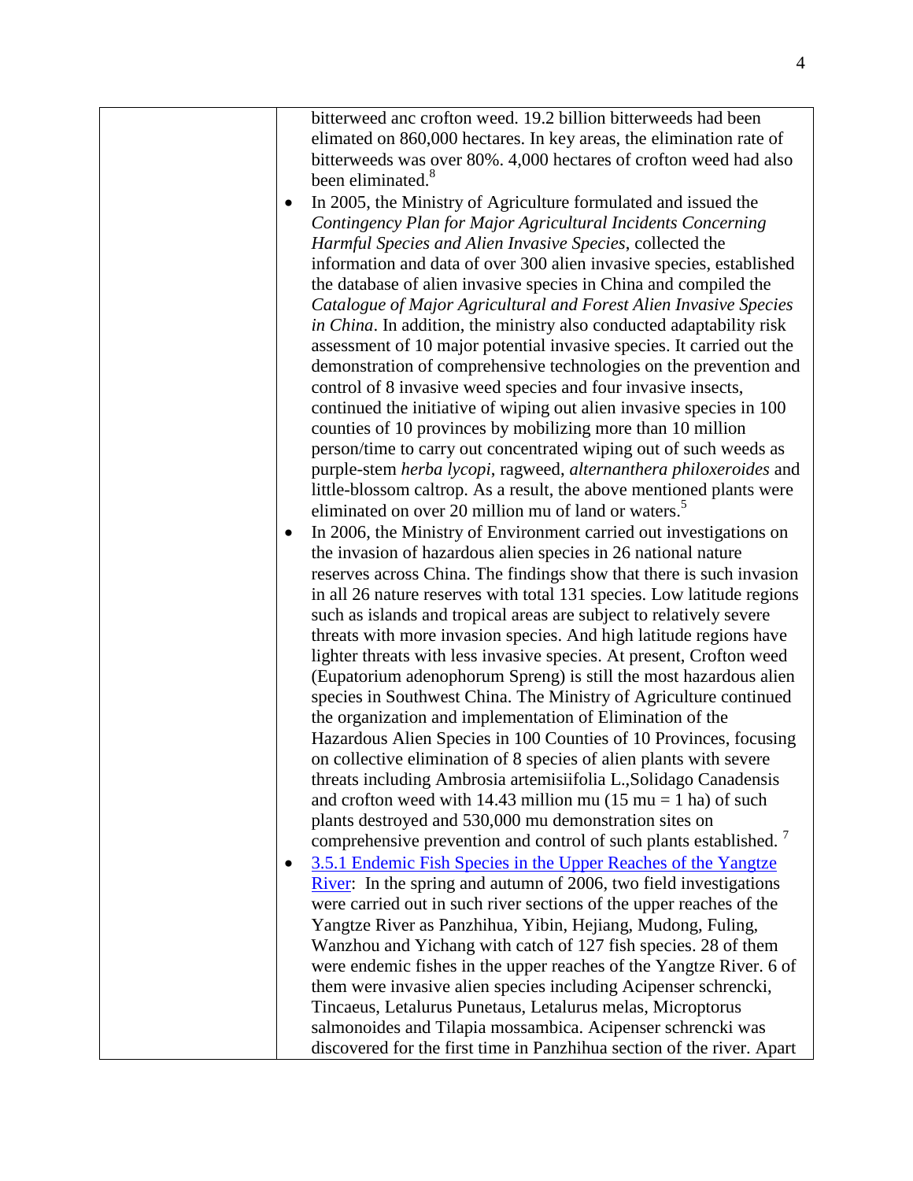| | bitterweed anc crofton weed. 19.2 billion bitterweeds had been elimated on 860,000 hectares. In key areas, the elimination rate of bitterweeds was over 80%. 4,000 hectares of crofton weed had also been eliminated.[8]<br>• In 2005, the Ministry of Agriculture formulated and issued the *Contingency Plan for Major Agricultural Incidents Concerning Harmful Species and Alien Invasive Species*, collected the information and data of over 300 alien invasive species, established the database of alien invasive species in China and compiled the *Catalogue of Major Agricultural and Forest Alien Invasive Species in China*. In addition, the ministry also conducted adaptability risk assessment of 10 major potential invasive species. It carried out the demonstration of comprehensive technologies on the prevention and control of 8 invasive weed species and four invasive insects, continued the initiative of wiping out alien invasive species in 100 counties of 10 provinces by mobilizing more than 10 million person/time to carry out concentrated wiping out of such weeds as purple-stem *herba lycopi*, ragweed, *alternanthera philoxeroides* and little-blossom caltrop. As a result, the above mentioned plants were eliminated on over 20 million mu of land or waters.[5]<br>• In 2006, the Ministry of Environment carried out investigations on the invasion of hazardous alien species in 26 national nature reserves across China. The findings show that there is such invasion in all 26 nature reserves with total 131 species. Low latitude regions such as islands and tropical areas are subject to relatively severe threats with more invasion species. And high latitude regions have lighter threats with less invasive species. At present, Crofton weed (Eupatorium adenophorum Spreng) is still the most hazardous alien species in Southwest China. The Ministry of Agriculture continued the organization and implementation of Elimination of the Hazardous Alien Species in 100 Counties of 10 Provinces, focusing on collective elimination of 8 species of alien plants with severe threats including Ambrosia artemisiifolia L.,Solidago Canadensis and crofton weed with 14.43 million mu (15 mu = 1 ha) of such plants destroyed and 530,000 mu demonstration sites on comprehensive prevention and control of such plants established.[7]<br>• 3.5.1 Endemic Fish Species in the Upper Reaches of the Yangtze River: In the spring and autumn of 2006, two field investigations were carried out in such river sections of the upper reaches of the Yangtze River as Panzhihua, Yibin, Hejiang, Mudong, Fuling, Wanzhou and Yichang with catch of 127 fish species. 28 of them were endemic fishes in the upper reaches of the Yangtze River. 6 of them were invasive alien species including Acipenser schrencki, Tincaeus, Letalurus Punetaus, Letalurus melas, Microptorus salmonoides and Tilapia mossambica. Acipenser schrencki was discovered for the first time in Panzhihua section of the river. Apart |
|---|---|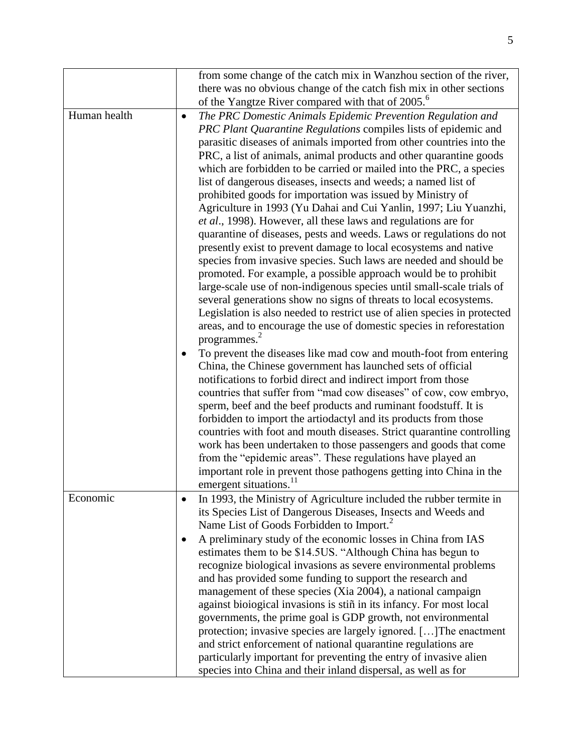| | |
|---|---|
| | from some change of the catch mix in Wanzhou section of the river, there was no obvious change of the catch fish mix in other sections of the Yangtze River compared with that of 2005.[6] |
| Human health | • *The PRC Domestic Animals Epidemic Prevention Regulation and PRC Plant Quarantine Regulations* compiles lists of epidemic and parasitic diseases of animals imported from other countries into the PRC, a list of animals, animal products and other quarantine goods which are forbidden to be carried or mailed into the PRC, a species list of dangerous diseases, insects and weeds; a named list of prohibited goods for importation was issued by Ministry of Agriculture in 1993 (Yu Dahai and Cui Yanlin, 1997; Liu Yuanzhi, *et al*., 1998). However, all these laws and regulations are for quarantine of diseases, pests and weeds. Laws or regulations do not presently exist to prevent damage to local ecosystems and native species from invasive species. Such laws are needed and should be promoted. For example, a possible approach would be to prohibit large-scale use of non-indigenous species until small-scale trials of several generations show no signs of threats to local ecosystems. Legislation is also needed to restrict use of alien species in protected areas, and to encourage the use of domestic species in reforestation programmes.[2]<br>• To prevent the diseases like mad cow and mouth-foot from entering China, the Chinese government has launched sets of official notifications to forbid direct and indirect import from those countries that suffer from "mad cow diseases" of cow, cow embryo, sperm, beef and the beef products and ruminant foodstuff. It is forbidden to import the artiodactyl and its products from those countries with foot and mouth diseases. Strict quarantine controlling work has been undertaken to those passengers and goods that come from the "epidemic areas". These regulations have played an important role in prevent those pathogens getting into China in the emergent situations.[11] |
| Economic | • In 1993, the Ministry of Agriculture included the rubber termite in its Species List of Dangerous Diseases, Insects and Weeds and Name List of Goods Forbidden to Import.[2]<br>• A preliminary study of the economic losses in China from IAS estimates them to be $14.5US. "Although China has begun to recognize biological invasions as severe environmental problems and has provided some funding to support the research and management of these species (Xia 2004), a national campaign against bioiogical invasions is stiñ in its infancy. For most local governments, the prime goal is GDP growth, not environmental protection; invasive species are largely ignored. […]The enactment and strict enforcement of national quarantine regulations are particularly important for preventing the entry of invasive alien species into China and their inland dispersal, as well as for |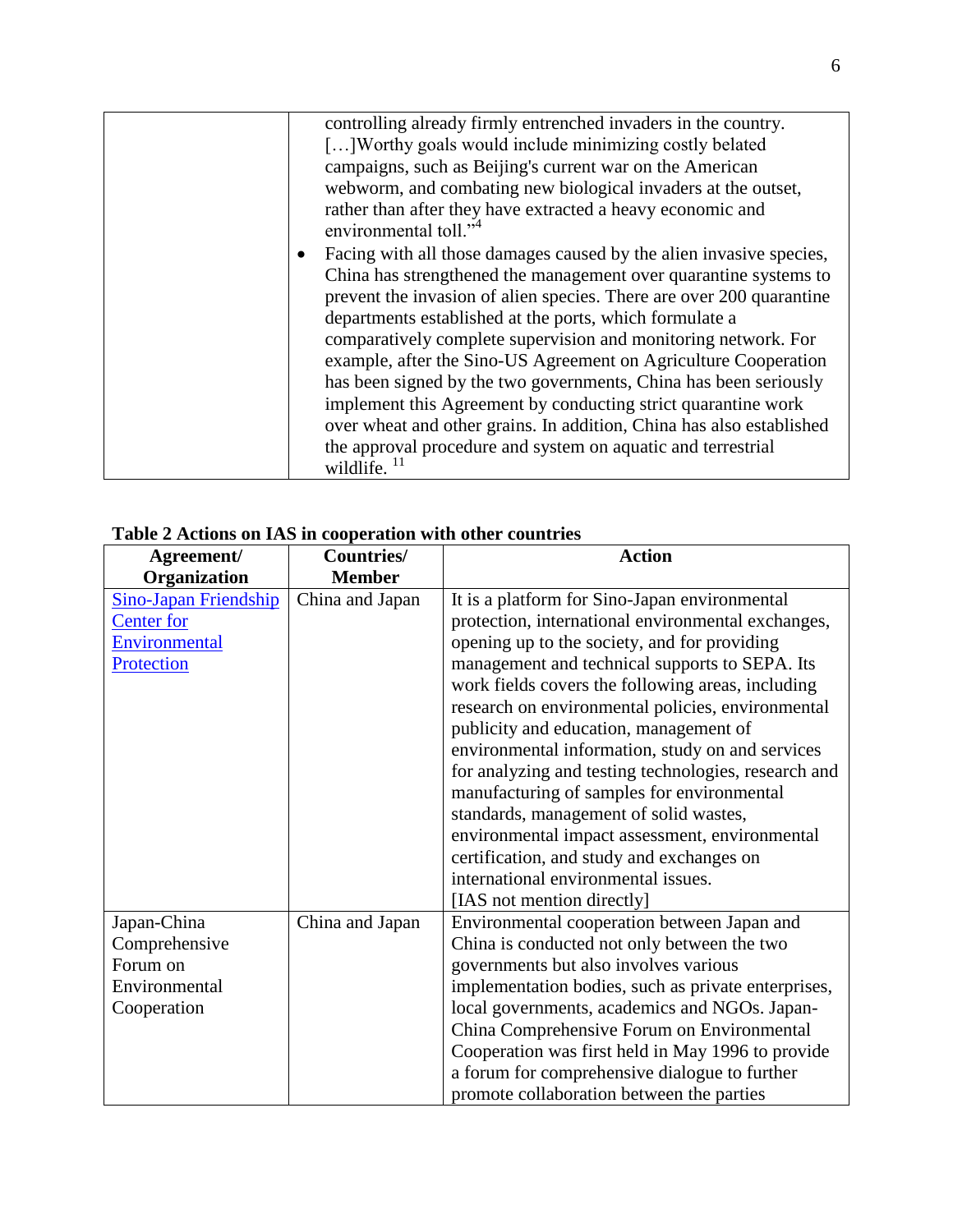| | |
|---|---|
| | controlling already firmly entrenched invaders in the country. […]Worthy goals would include minimizing costly belated campaigns, such as Beijing's current war on the American webworm, and combating new biological invaders at the outset, rather than after they have extracted a heavy economic and environmental toll."[4]<br>• Facing with all those damages caused by the alien invasive species, China has strengthened the management over quarantine systems to prevent the invasion of alien species. There are over 200 quarantine departments established at the ports, which formulate a comparatively complete supervision and monitoring network. For example, after the Sino-US Agreement on Agriculture Cooperation has been signed by the two governments, China has been seriously implement this Agreement by conducting strict quarantine work over wheat and other grains. In addition, China has also established the approval procedure and system on aquatic and terrestrial wildlife. [11] |

**Table 2 Actions on IAS in cooperation with other countries**

| Agreement/ Organization | Countries/ Member | Action |
|---|---|---|
| Sino-Japan Friendship Center for Environmental Protection | China and Japan | It is a platform for Sino-Japan environmental protection, international environmental exchanges, opening up to the society, and for providing management and technical supports to SEPA. Its work fields covers the following areas, including research on environmental policies, environmental publicity and education, management of environmental information, study on and services for analyzing and testing technologies, research and manufacturing of samples for environmental standards, management of solid wastes, environmental impact assessment, environmental certification, and study and exchanges on international environmental issues.<br>[IAS not mention directly] |
| Japan-China Comprehensive Forum on Environmental Cooperation | China and Japan | Environmental cooperation between Japan and China is conducted not only between the two governments but also involves various implementation bodies, such as private enterprises, local governments, academics and NGOs. Japan-China Comprehensive Forum on Environmental Cooperation was first held in May 1996 to provide a forum for comprehensive dialogue to further promote collaboration between the parties |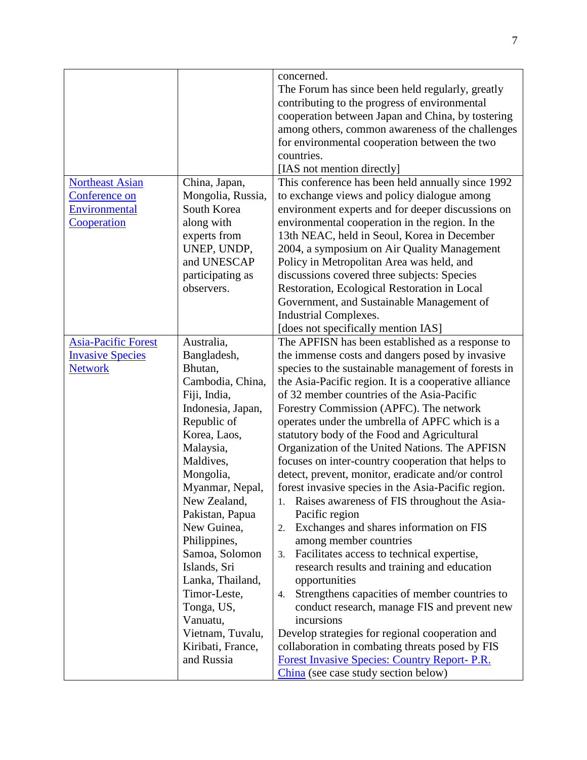| | | |
|---|---|---|
| | | concerned.<br>The Forum has since been held regularly, greatly contributing to the progress of environmental cooperation between Japan and China, by tostering among others, common awareness of the challenges for environmental cooperation between the two countries.<br>[IAS not mention directly] |
| Northeast Asian Conference on Environmental Cooperation | China, Japan, Mongolia, Russia, South Korea along with experts from UNEP, UNDP, and UNESCAP participating as observers. | This conference has been held annually since 1992 to exchange views and policy dialogue among environment experts and for deeper discussions on environmental cooperation in the region. In the 13th NEAC, held in Seoul, Korea in December 2004, a symposium on Air Quality Management Policy in Metropolitan Area was held, and discussions covered three subjects: Species Restoration, Ecological Restoration in Local Government, and Sustainable Management of Industrial Complexes.<br>[does not specifically mention IAS] |
| Asia-Pacific Forest Invasive Species Network | Australia, Bangladesh, Bhutan, Cambodia, China, Fiji, India, Indonesia, Japan, Republic of Korea, Laos, Malaysia, Maldives, Mongolia, Myanmar, Nepal, New Zealand, Pakistan, Papua New Guinea, Philippines, Samoa, Solomon Islands, Sri Lanka, Thailand, Timor-Leste, Tonga, US, Vanuatu, Vietnam, Tuvalu, Kiribati, France, and Russia | The APFISN has been established as a response to the immense costs and dangers posed by invasive species to the sustainable management of forests in the Asia-Pacific region. It is a cooperative alliance of 32 member countries of the Asia-Pacific Forestry Commission (APFC). The network operates under the umbrella of APFC which is a statutory body of the Food and Agricultural Organization of the United Nations. The APFISN focuses on inter-country cooperation that helps to detect, prevent, monitor, eradicate and/or control forest invasive species in the Asia-Pacific region.<br>1. Raises awareness of FIS throughout the Asia-Pacific region<br>2. Exchanges and shares information on FIS among member countries<br>3. Facilitates access to technical expertise, research results and training and education opportunities<br>4. Strengthens capacities of member countries to conduct research, manage FIS and prevent new incursions<br>Develop strategies for regional cooperation and collaboration in combating threats posed by FIS<br>Forest Invasive Species: Country Report- P.R. China (see case study section below) |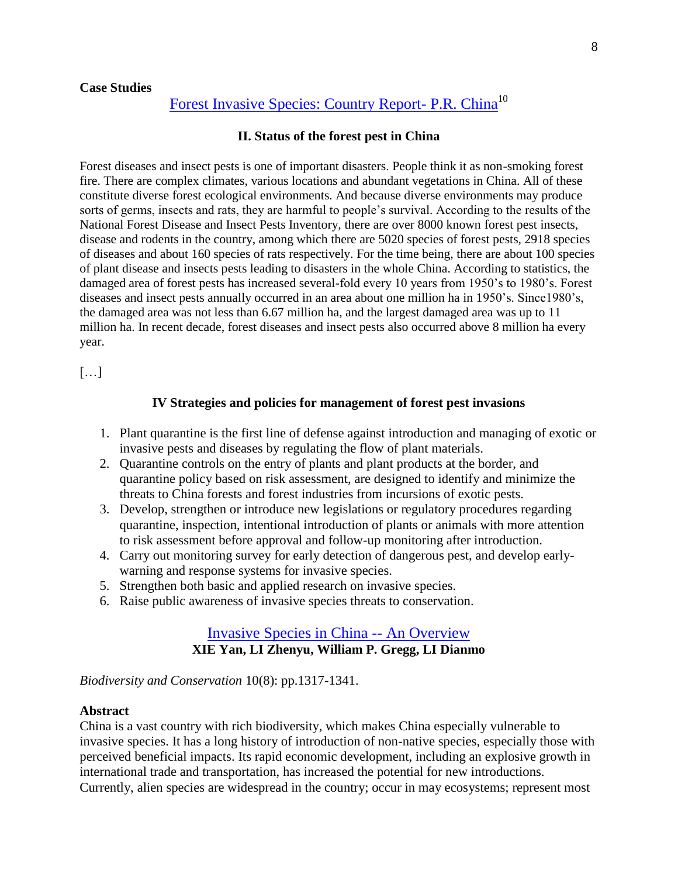**Case Studies**

## Forest Invasive Species: Country Report- P.R. China[10]

### II. Status of the forest pest in China

Forest diseases and insect pests is one of important disasters. People think it as non-smoking forest fire. There are complex climates, various locations and abundant vegetations in China. All of these constitute diverse forest ecological environments. And because diverse environments may produce sorts of germs, insects and rats, they are harmful to people's survival. According to the results of the National Forest Disease and Insect Pests Inventory, there are over 8000 known forest pest insects, disease and rodents in the country, among which there are 5020 species of forest pests, 2918 species of diseases and about 160 species of rats respectively. For the time being, there are about 100 species of plant disease and insects pests leading to disasters in the whole China. According to statistics, the damaged area of forest pests has increased several-fold every 10 years from 1950's to 1980's. Forest diseases and insect pests annually occurred in an area about one million ha in 1950's. Since1980's, the damaged area was not less than 6.67 million ha, and the largest damaged area was up to 11 million ha. In recent decade, forest diseases and insect pests also occurred above 8 million ha every year.

[…]

### IV Strategies and policies for management of forest pest invasions

1. Plant quarantine is the first line of defense against introduction and managing of exotic or invasive pests and diseases by regulating the flow of plant materials.
2. Quarantine controls on the entry of plants and plant products at the border, and quarantine policy based on risk assessment, are designed to identify and minimize the threats to China forests and forest industries from incursions of exotic pests.
3. Develop, strengthen or introduce new legislations or regulatory procedures regarding quarantine, inspection, intentional introduction of plants or animals with more attention to risk assessment before approval and follow-up monitoring after introduction.
4. Carry out monitoring survey for early detection of dangerous pest, and develop early-warning and response systems for invasive species.
5. Strengthen both basic and applied research on invasive species.
6. Raise public awareness of invasive species threats to conservation.

## Invasive Species in China -- An Overview

**XIE Yan, LI Zhenyu, William P. Gregg, LI Dianmo**

*Biodiversity and Conservation* 10(8): pp.1317-1341.

**Abstract**

China is a vast country with rich biodiversity, which makes China especially vulnerable to invasive species. It has a long history of introduction of non-native species, especially those with perceived beneficial impacts. Its rapid economic development, including an explosive growth in international trade and transportation, has increased the potential for new introductions. Currently, alien species are widespread in the country; occur in may ecosystems; represent most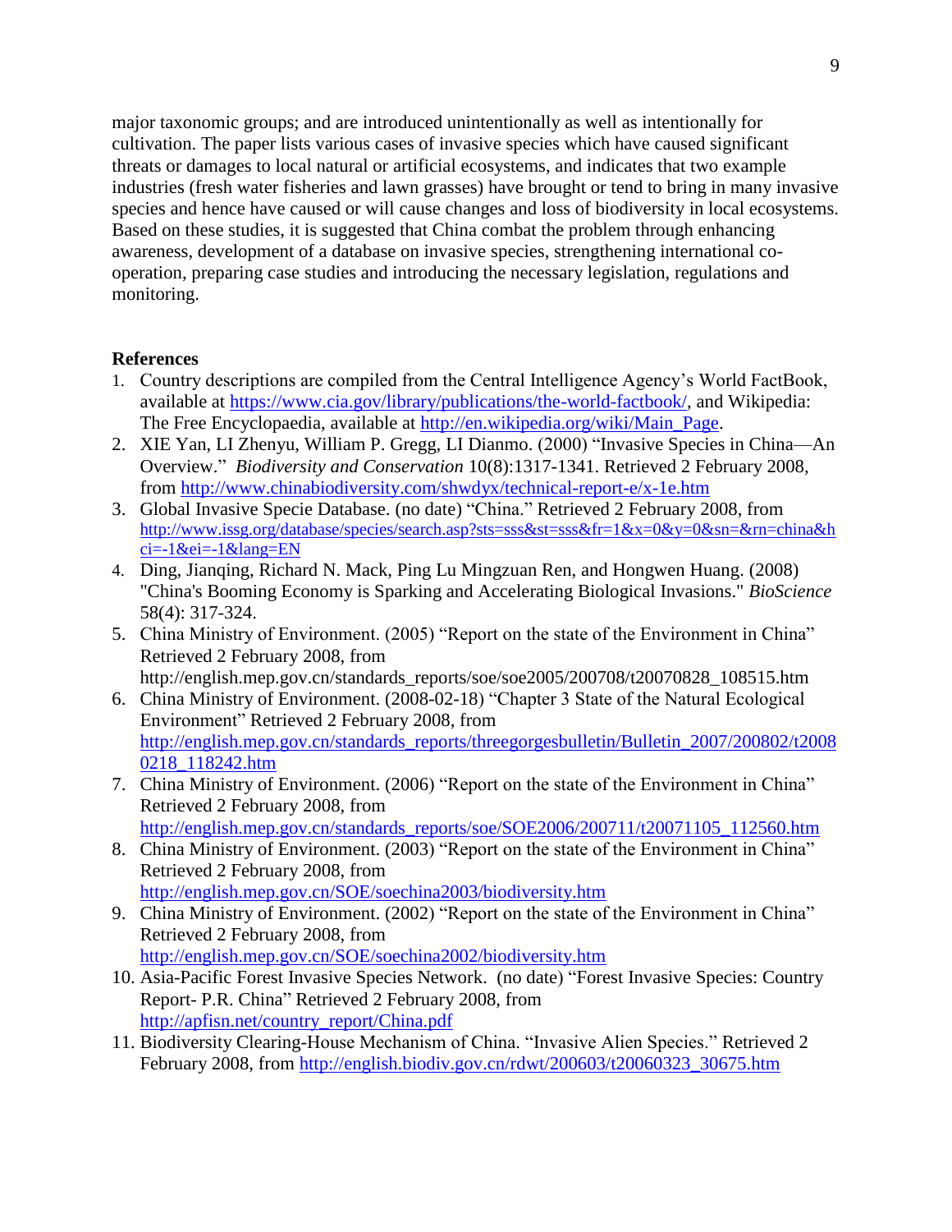major taxonomic groups; and are introduced unintentionally as well as intentionally for cultivation. The paper lists various cases of invasive species which have caused significant threats or damages to local natural or artificial ecosystems, and indicates that two example industries (fresh water fisheries and lawn grasses) have brought or tend to bring in many invasive species and hence have caused or will cause changes and loss of biodiversity in local ecosystems. Based on these studies, it is suggested that China combat the problem through enhancing awareness, development of a database on invasive species, strengthening international co-operation, preparing case studies and introducing the necessary legislation, regulations and monitoring.

**References**

1. Country descriptions are compiled from the Central Intelligence Agency's World FactBook, available at https://www.cia.gov/library/publications/the-world-factbook/, and Wikipedia: The Free Encyclopaedia, available at http://en.wikipedia.org/wiki/Main_Page.
2. XIE Yan, LI Zhenyu, William P. Gregg, LI Dianmo. (2000) "Invasive Species in China—An Overview." *Biodiversity and Conservation* 10(8):1317-1341. Retrieved 2 February 2008, from http://www.chinabiodiversity.com/shwdyx/technical-report-e/x-1e.htm
3. Global Invasive Specie Database. (no date) "China." Retrieved 2 February 2008, from http://www.issg.org/database/species/search.asp?sts=sss&st=sss&fr=1&x=0&y=0&sn=&rn=china&hci=-1&ei=-1&lang=EN
4. Ding, Jianqing, Richard N. Mack, Ping Lu Mingzuan Ren, and Hongwen Huang. (2008) "China's Booming Economy is Sparking and Accelerating Biological Invasions." *BioScience* 58(4): 317-324.
5. China Ministry of Environment. (2005) "Report on the state of the Environment in China" Retrieved 2 February 2008, from http://english.mep.gov.cn/standards_reports/soe/soe2005/200708/t20070828_108515.htm
6. China Ministry of Environment. (2008-02-18) "Chapter 3 State of the Natural Ecological Environment" Retrieved 2 February 2008, from http://english.mep.gov.cn/standards_reports/threegorgesbulletin/Bulletin_2007/200802/t20080218_118242.htm
7. China Ministry of Environment. (2006) "Report on the state of the Environment in China" Retrieved 2 February 2008, from http://english.mep.gov.cn/standards_reports/soe/SOE2006/200711/t20071105_112560.htm
8. China Ministry of Environment. (2003) "Report on the state of the Environment in China" Retrieved 2 February 2008, from http://english.mep.gov.cn/SOE/soechina2003/biodiversity.htm
9. China Ministry of Environment. (2002) "Report on the state of the Environment in China" Retrieved 2 February 2008, from http://english.mep.gov.cn/SOE/soechina2002/biodiversity.htm
10. Asia-Pacific Forest Invasive Species Network. (no date) "Forest Invasive Species: Country Report- P.R. China" Retrieved 2 February 2008, from http://apfisn.net/country_report/China.pdf
11. Biodiversity Clearing-House Mechanism of China. "Invasive Alien Species." Retrieved 2 February 2008, from http://english.biodiv.gov.cn/rdwt/200603/t20060323_30675.htm